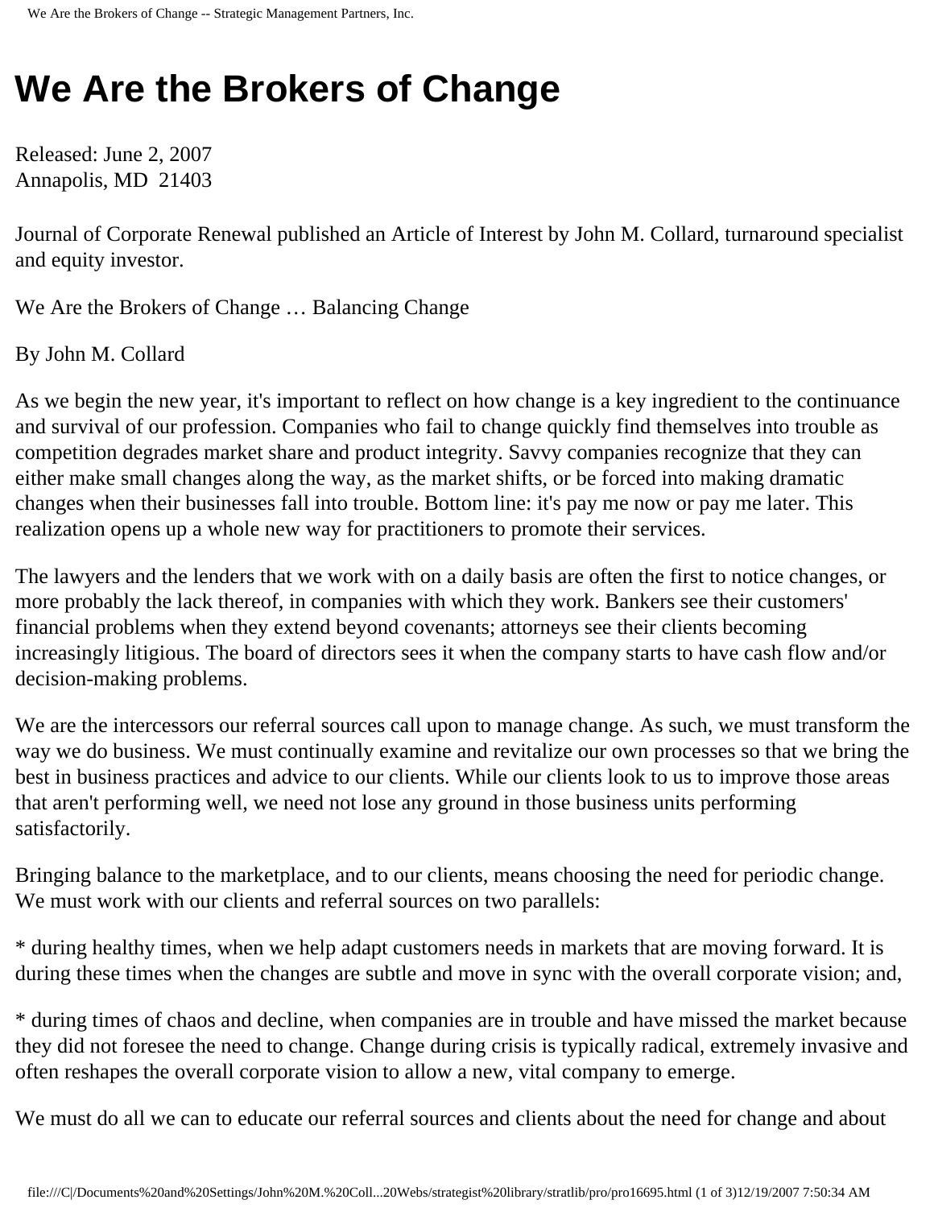# We Are the Brokers of Change

Released: June 2, 2007
Annapolis, MD 21403

Journal of Corporate Renewal published an Article of Interest by John M. Collard, turnaround specialist and equity investor.

We Are the Brokers of Change … Balancing Change

By John M. Collard

As we begin the new year, it's important to reflect on how change is a key ingredient to the continuance and survival of our profession. Companies who fail to change quickly find themselves into trouble as competition degrades market share and product integrity. Savvy companies recognize that they can either make small changes along the way, as the market shifts, or be forced into making dramatic changes when their businesses fall into trouble. Bottom line: it's pay me now or pay me later. This realization opens up a whole new way for practitioners to promote their services.

The lawyers and the lenders that we work with on a daily basis are often the first to notice changes, or more probably the lack thereof, in companies with which they work. Bankers see their customers' financial problems when they extend beyond covenants; attorneys see their clients becoming increasingly litigious. The board of directors sees it when the company starts to have cash flow and/or decision-making problems.

We are the intercessors our referral sources call upon to manage change. As such, we must transform the way we do business. We must continually examine and revitalize our own processes so that we bring the best in business practices and advice to our clients. While our clients look to us to improve those areas that aren't performing well, we need not lose any ground in those business units performing satisfactorily.

Bringing balance to the marketplace, and to our clients, means choosing the need for periodic change. We must work with our clients and referral sources on two parallels:

* during healthy times, when we help adapt customers needs in markets that are moving forward. It is during these times when the changes are subtle and move in sync with the overall corporate vision; and,

* during times of chaos and decline, when companies are in trouble and have missed the market because they did not foresee the need to change. Change during crisis is typically radical, extremely invasive and often reshapes the overall corporate vision to allow a new, vital company to emerge.

We must do all we can to educate our referral sources and clients about the need for change and about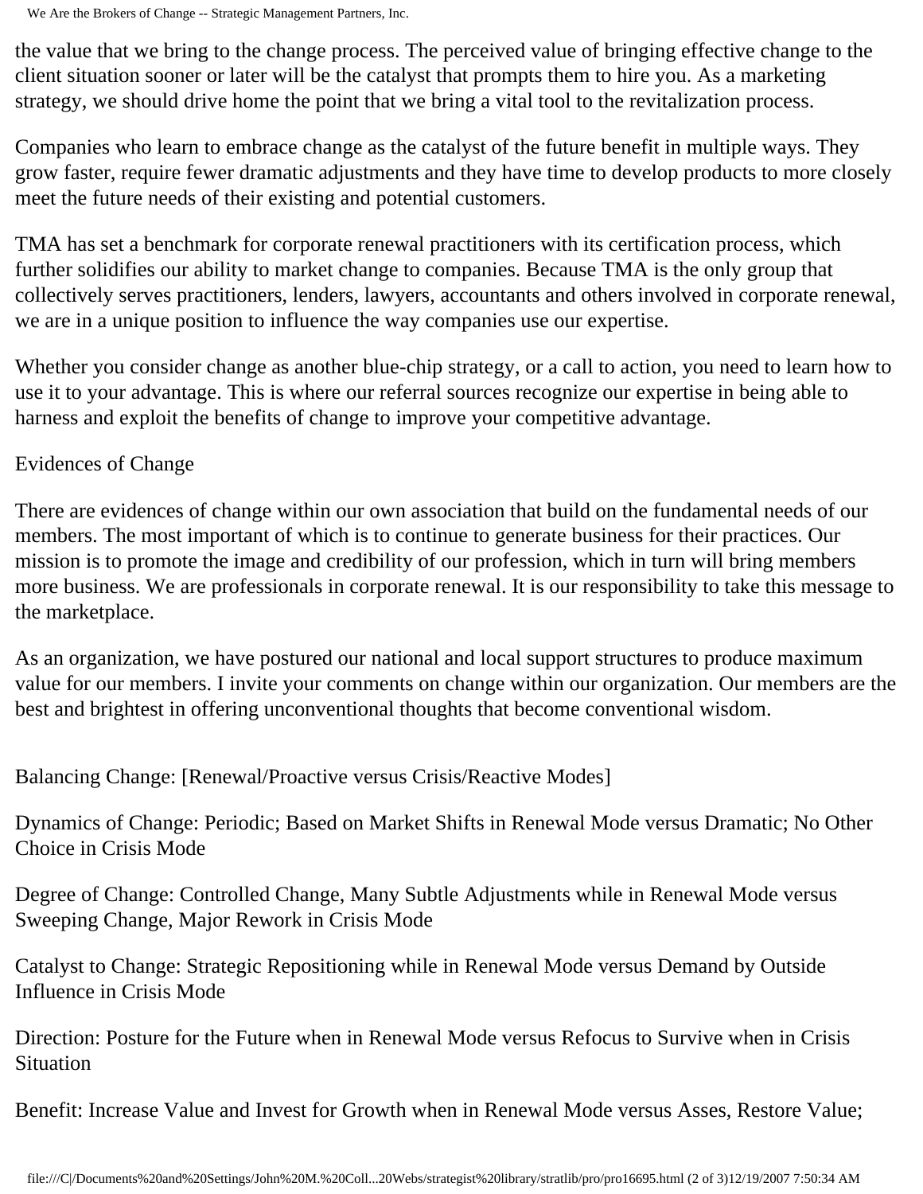the value that we bring to the change process. The perceived value of bringing effective change to the client situation sooner or later will be the catalyst that prompts them to hire you. As a marketing strategy, we should drive home the point that we bring a vital tool to the revitalization process.

Companies who learn to embrace change as the catalyst of the future benefit in multiple ways. They grow faster, require fewer dramatic adjustments and they have time to develop products to more closely meet the future needs of their existing and potential customers.

TMA has set a benchmark for corporate renewal practitioners with its certification process, which further solidifies our ability to market change to companies. Because TMA is the only group that collectively serves practitioners, lenders, lawyers, accountants and others involved in corporate renewal, we are in a unique position to influence the way companies use our expertise.

Whether you consider change as another blue-chip strategy, or a call to action, you need to learn how to use it to your advantage. This is where our referral sources recognize our expertise in being able to harness and exploit the benefits of change to improve your competitive advantage.

## Evidences of Change

There are evidences of change within our own association that build on the fundamental needs of our members. The most important of which is to continue to generate business for their practices. Our mission is to promote the image and credibility of our profession, which in turn will bring members more business. We are professionals in corporate renewal. It is our responsibility to take this message to the marketplace.

As an organization, we have postured our national and local support structures to produce maximum value for our members. I invite your comments on change within our organization. Our members are the best and brightest in offering unconventional thoughts that become conventional wisdom.

Balancing Change: [Renewal/Proactive versus Crisis/Reactive Modes]

Dynamics of Change: Periodic; Based on Market Shifts in Renewal Mode versus Dramatic; No Other Choice in Crisis Mode

Degree of Change: Controlled Change, Many Subtle Adjustments while in Renewal Mode versus Sweeping Change, Major Rework in Crisis Mode

Catalyst to Change: Strategic Repositioning while in Renewal Mode versus Demand by Outside Influence in Crisis Mode

Direction: Posture for the Future when in Renewal Mode versus Refocus to Survive when in Crisis Situation

Benefit: Increase Value and Invest for Growth when in Renewal Mode versus Asses, Restore Value;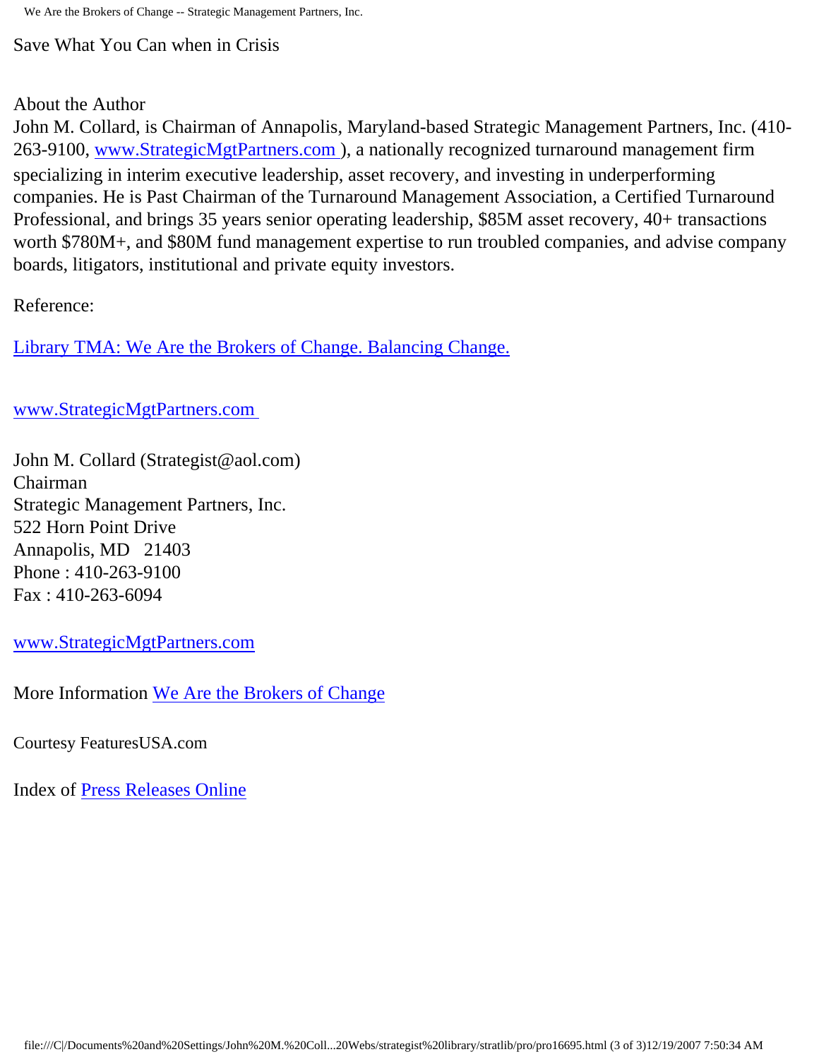Save What You Can when in Crisis

About the Author

John M. Collard, is Chairman of Annapolis, Maryland-based Strategic Management Partners, Inc. (410-263-9100, www.StrategicMgtPartners.com ), a nationally recognized turnaround management firm specializing in interim executive leadership, asset recovery, and investing in underperforming companies. He is Past Chairman of the Turnaround Management Association, a Certified Turnaround Professional, and brings 35 years senior operating leadership, $85M asset recovery, 40+ transactions worth $780M+, and $80M fund management expertise to run troubled companies, and advise company boards, litigators, institutional and private equity investors.

Reference:

Library TMA: We Are the Brokers of Change. Balancing Change.

www.StrategicMgtPartners.com

John M. Collard (Strategist@aol.com)
Chairman
Strategic Management Partners, Inc.
522 Horn Point Drive
Annapolis, MD 21403
Phone : 410-263-9100
Fax : 410-263-6094

www.StrategicMgtPartners.com

More Information We Are the Brokers of Change

Courtesy FeaturesUSA.com

Index of Press Releases Online